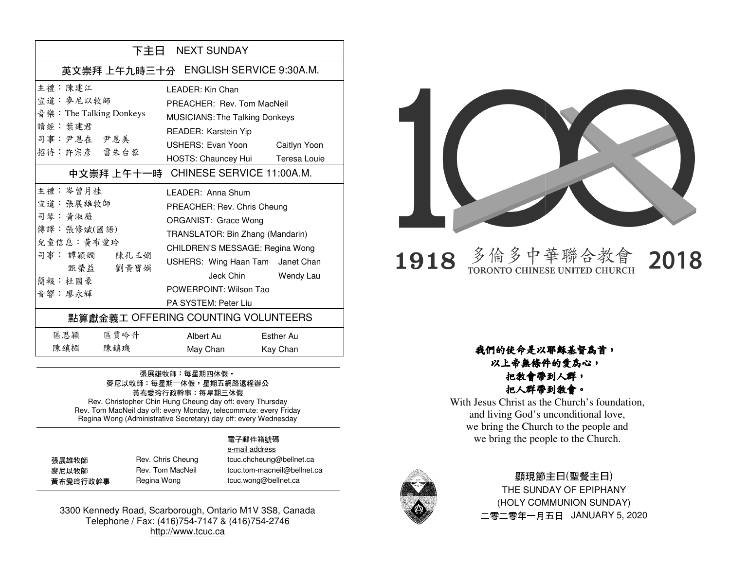## 下主日 NEXT SUNDAY

### 英文崇拜 上午九時三十分 ENGLISH SERVICE 9:30A.M.

| | |
|---|---|
| 主禮：陳建江 | LEADER: Kin Chan |
| 宣道：麥尼以牧師 | PREACHER: Rev. Tom MacNeil |
| 音樂：The Talking Donkeys | MUSICIANS: The Talking Donkeys |
| 讀經：葉建君 | READER: Karstein Yip |
| 司事：尹恩在 尹恩美 | USHERS: Evan Yoon Caitlyn Yoon |
| 招待：許宗彥 雷朱台蓉 | HOSTS: Chauncey Hui Teresa Louie |

### 中文崇拜 上午十一時 CHINESE SERVICE 11:00A.M.

| | |
|---|---|
| 主禮：岑曾月桂 | LEADER: Anna Shum |
| 宣道：張展雄牧師 | PREACHER: Rev. Chris Cheung |
| 司琴：黃淑薇 | ORGANIST: Grace Wong |
| 傳譯：張修斌(國語) | TRANSLATOR: Bin Zhang (Mandarin) |
| 兒童信息：黃布愛玲 | CHILDREN'S MESSAGE: Regina Wong |
| 司事：譚穎嫻 陳孔玉娟 甄榮益 劉黃寶娟 | USHERS: Wing Haan Tam Janet Chan Jeck Chin Wendy Lau |
| 簡報：杜國豪 | POWERPOINT: Wilson Tao |
| 音響：廖永輝 | PA SYSTEM: Peter Liu |

### 點算獻金義工 OFFERING COUNTING VOLUNTEERS

| | | | |
|---|---|---|---|
| 區思穎 | 區賈吟升 | Albert Au | Esther Au |
| 陳鎮楣 | 陳鎮璣 | May Chan | Kay Chan |

張展雄牧師：每星期四休假，
麥尼以牧師：每星期一休假，星期五網路遠程辦公
黃布愛玲行政幹事：每星期三休假
Rev. Christopher Chin Hung Cheung day off: every Thursday
Rev. Tom MacNeil day off: every Monday, telecommute: every Friday
Regina Wong (Administrative Secretary) day off: every Wednesday

| | | 電子郵件箱號碼 e-mail address |
|---|---|---|
| 張展雄牧師 | Rev. Chris Cheung | tcuc.chcheung@bellnet.ca |
| 麥尼以牧師 | Rev. Tom MacNeil | tcuc.tom-macneil@bellnet.ca |
| 黃布愛玲行政幹事 | Regina Wong | tcuc.wong@bellnet.ca |

3300 Kennedy Road, Scarborough, Ontario M1V 3S8, Canada
Telephone / Fax: (416)754-7147 & (416)754-2746
http://www.tcuc.ca

# 100

# 1918 多倫多中華聯合教會 TORONTO CHINESE UNITED CHURCH 2018

***我們的使命是以耶穌基督為首，***
***以上帝無條件的愛為心，***
***把教會帶到人群，***
***把人群帶到教會。***

With Jesus Christ as the Church's foundation,
and living God's unconditional love,
we bring the Church to the people and
we bring the people to the Church.

顯現節主日(聖餐主日)
THE SUNDAY OF EPIPHANY
(HOLY COMMUNION SUNDAY)
二零二零年一月五日 JANUARY 5, 2020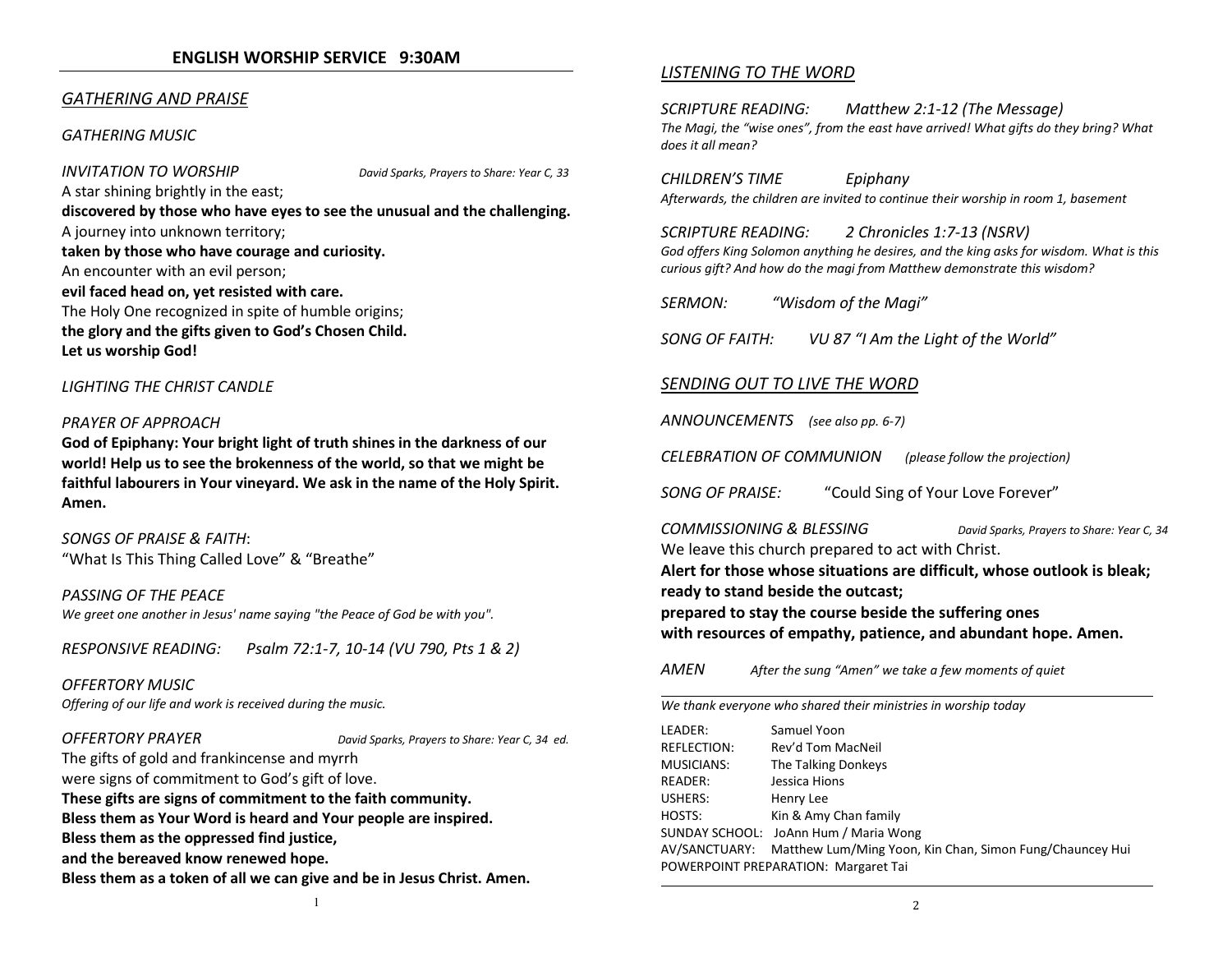## ENGLISH WORSHIP SERVICE 9:30AM

### *GATHERING AND PRAISE*

*GATHERING MUSIC*

*INVITATION TO WORSHIP* *David Sparks, Prayers to Share: Year C, 33*

A star shining brightly in the east;
**discovered by those who have eyes to see the unusual and the challenging.**
A journey into unknown territory;
**taken by those who have courage and curiosity.**
An encounter with an evil person;
**evil faced head on, yet resisted with care.**
The Holy One recognized in spite of humble origins;
**the glory and the gifts given to God's Chosen Child.**
**Let us worship God!**

*LIGHTING THE CHRIST CANDLE*

*PRAYER OF APPROACH*

**God of Epiphany: Your bright light of truth shines in the darkness of our world! Help us to see the brokenness of the world, so that we might be faithful labourers in Your vineyard. We ask in the name of the Holy Spirit. Amen.**

*SONGS OF PRAISE & FAITH*:
"What Is This Thing Called Love" & "Breathe"

*PASSING OF THE PEACE*
*We greet one another in Jesus' name saying "the Peace of God be with you".*

*RESPONSIVE READING: Psalm 72:1-7, 10-14 (VU 790, Pts 1 & 2)*

*OFFERTORY MUSIC*
*Offering of our life and work is received during the music.*

*OFFERTORY PRAYER* *David Sparks, Prayers to Share: Year C, 34 ed.*

The gifts of gold and frankincense and myrrh
were signs of commitment to God's gift of love.
**These gifts are signs of commitment to the faith community.**
**Bless them as Your Word is heard and Your people are inspired.**
**Bless them as the oppressed find justice,**
**and the bereaved know renewed hope.**
**Bless them as a token of all we can give and be in Jesus Christ. Amen.**

### *LISTENING TO THE WORD*

*SCRIPTURE READING: Matthew 2:1-12 (The Message)*
*The Magi, the "wise ones", from the east have arrived! What gifts do they bring? What does it all mean?*

*CHILDREN'S TIME Epiphany*
*Afterwards, the children are invited to continue their worship in room 1, basement*

*SCRIPTURE READING: 2 Chronicles 1:7-13 (NSRV)*
*God offers King Solomon anything he desires, and the king asks for wisdom. What is this curious gift? And how do the magi from Matthew demonstrate this wisdom?*

*SERMON: "Wisdom of the Magi"*

*SONG OF FAITH: VU 87 "I Am the Light of the World"*

### *SENDING OUT TO LIVE THE WORD*

*ANNOUNCEMENTS* *(see also pp. 6-7)*

*CELEBRATION OF COMMUNION* *(please follow the projection)*

*SONG OF PRAISE:* "Could Sing of Your Love Forever"

*COMMISSIONING & BLESSING* *David Sparks, Prayers to Share: Year C, 34*

We leave this church prepared to act with Christ.
**Alert for those whose situations are difficult, whose outlook is bleak;**
**ready to stand beside the outcast;**
**prepared to stay the course beside the suffering ones**
**with resources of empathy, patience, and abundant hope. Amen.**

*AMEN* *After the sung "Amen" we take a few moments of quiet*

---

*We thank everyone who shared their ministries in worship today*

LEADER: Samuel Yoon
REFLECTION: Rev'd Tom MacNeil
MUSICIANS: The Talking Donkeys
READER: Jessica Hions
USHERS: Henry Lee
HOSTS: Kin & Amy Chan family
SUNDAY SCHOOL: JoAnn Hum / Maria Wong
AV/SANCTUARY: Matthew Lum/Ming Yoon, Kin Chan, Simon Fung/Chauncey Hui
POWERPOINT PREPARATION: Margaret Tai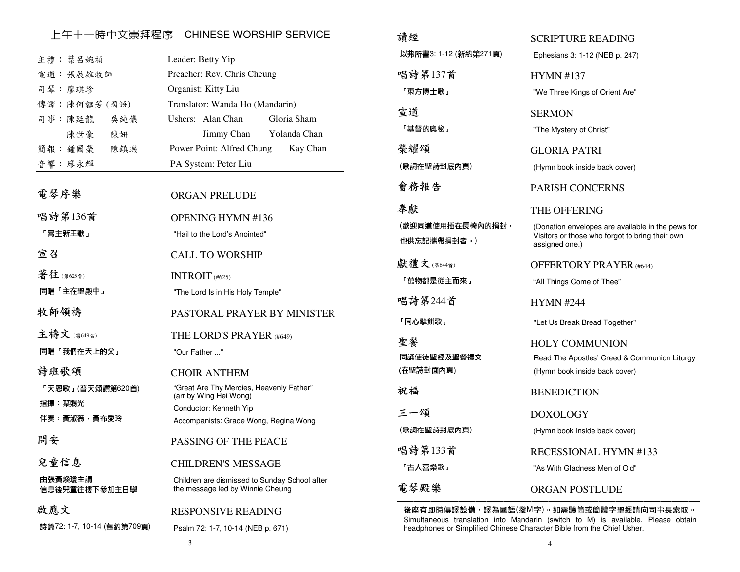## 上午十一時中文崇拜程序　CHINESE WORSHIP SERVICE

| | |
|---|---|
| 主禮：葉呂婉禎 | Leader: Betty Yip |
| 宣道：張展雄牧師 | Preacher: Rev. Chris Cheung |
| 司琴：廖琪珍 | Organist: Kitty Liu |
| 傳譯：陳何韞芳 (國語) | Translator: Wanda Ho (Mandarin) |
| 司事：陳廷龍　吳純儀 | Ushers: Alan Chan　Gloria Sham |
| 陳世豪　陳妍 | Jimmy Chan　Yolanda Chan |
| 簡報：鍾國榮　陳鎮璣 | Power Point: Alfred Chung　Kay Chan |
| 音響：廖永輝 | PA System: Peter Liu |

**電琴序樂** — ORGAN PRELUDE

**唱詩第136首** — OPENING HYMN #136
「膏主新王歌」 "Hail to the Lord's Anointed"

**宣召** — CALL TO WORSHIP

**著往** (第625首) — INTROIT (#625)
同唱「主在聖殿中」 "The Lord Is in His Holy Temple"

**牧師領禱** — PASTORAL PRAYER BY MINISTER

**主禱文** (第649首) — THE LORD'S PRAYER (#649)
同唱「我們在天上的父」 "Our Father ..."

**詩班歌頌** — CHOIR ANTHEM
「天恩歌」(普天頌讚第620首) "Great Are Thy Mercies, Heavenly Father" (arr by Wing Hei Wong)
指揮：葉賜光 Conductor: Kenneth Yip
伴奏：黃淑薇，黃布愛玲 Accompanists: Grace Wong, Regina Wong

**問安** — PASSING OF THE PEACE

**兒童信息** — CHILDREN'S MESSAGE
由張黃煥瓊主講
信息後兒童往樓下參加主日學
Children are dismissed to Sunday School after the message led by Winnie Cheung

**啟應文** — RESPONSIVE READING
詩篇72: 1-7, 10-14 (舊約第709頁) Psalm 72: 1-7, 10-14 (NEB p. 671)

**讀經** — SCRIPTURE READING
以弗所書3: 1-12 (新約第271頁) Ephesians 3: 1-12 (NEB p. 247)

**唱詩第137首** — HYMN #137
「東方博士歌」 "We Three Kings of Orient Are"

**宣道** — SERMON
「基督的奧秘」 "The Mystery of Christ"

**榮耀頌** — GLORIA PATRI
(歌詞在聖詩封底內頁) (Hymn book inside back cover)

**會務報告** — PARISH CONCERNS

**奉獻** — THE OFFERING
(歡迎同道使用插在長椅內的捐封，也供忘記攜帶捐封者。)
(Donation envelopes are available in the pews for Visitors or those who forgot to bring their own assigned one.)

**獻禮文** (第644首) — OFFERTORY PRAYER (#644)
「萬物都是從主而來」 "All Things Come of Thee"

**唱詩第244首** — HYMN #244
「同心擘餅歌」 "Let Us Break Bread Together"

**聖餐** — HOLY COMMUNION
同誦使徒聖經及聖餐禮文 (在聖詩封面內頁)
Read The Apostles' Creed & Communion Liturgy (Hymn book inside back cover)

**祝福** — BENEDICTION

**三一頌** — DOXOLOGY
(歌詞在聖詩封底內頁) (Hymn book inside back cover)

**唱詩第133首** — RECESSIONAL HYMN #133
「古人喜樂歌」 "As With Gladness Men of Old"

**電琴殿樂** — ORGAN POSTLUDE

---

**後座有即時傳譯設備，譯為國語(撥M字)。如需聽筒或簡體字聖經請向司事長索取。**
Simultaneous translation into Mandarin (switch to M) is available. Please obtain headphones or Simplified Chinese Character Bible from the Chief Usher.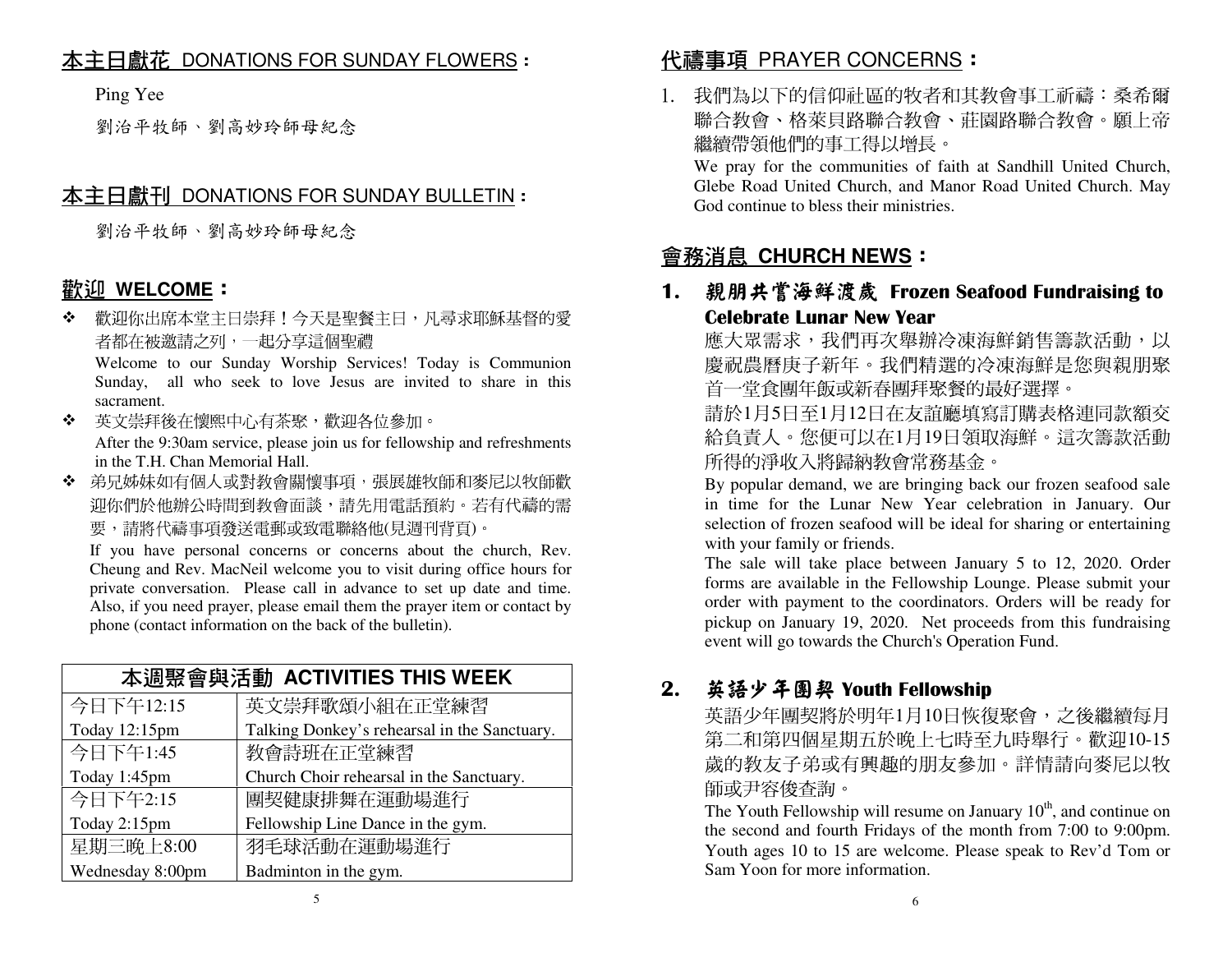## 本主日獻花 DONATIONS FOR SUNDAY FLOWERS：

Ping Yee

劉治平牧師、劉高妙玲師母紀念

## 本主日獻刊 DONATIONS FOR SUNDAY BULLETIN：

劉治平牧師、劉高妙玲師母紀念

## 歡迎 WELCOME：

- 歡迎你出席本堂主日崇拜！今天是聖餐主日，凡尋求耶穌基督的愛者都在被邀請之列，一起分享這個聖禮
  Welcome to our Sunday Worship Services! Today is Communion Sunday, all who seek to love Jesus are invited to share in this sacrament.
- 英文崇拜後在懷熙中心有茶聚，歡迎各位參加。
  After the 9:30am service, please join us for fellowship and refreshments in the T.H. Chan Memorial Hall.
- 弟兄姊妹如有個人或對教會關懷事項，張展雄牧師和麥尼以牧師歡迎你們於他辦公時間到教會面談，請先用電話預約。若有代禱的需要，請將代禱事項發送電郵或致電聯絡他(見週刊背頁)。
  If you have personal concerns or concerns about the church, Rev. Cheung and Rev. MacNeil welcome you to visit during office hours for private conversation. Please call in advance to set up date and time. Also, if you need prayer, please email them the prayer item or contact by phone (contact information on the back of the bulletin).

| 本週聚會與活動 ACTIVITIES THIS WEEK | |
|---|---|
| 今日下午12:15<br>Today 12:15pm | 英文崇拜歌頌小組在正堂練習<br>Talking Donkey's rehearsal in the Sanctuary. |
| 今日下午1:45<br>Today 1:45pm | 教會詩班在正堂練習<br>Church Choir rehearsal in the Sanctuary. |
| 今日下午2:15<br>Today 2:15pm | 團契健康排舞在運動場進行<br>Fellowship Line Dance in the gym. |
| 星期三晚上8:00<br>Wednesday 8:00pm | 羽毛球活動在運動場進行<br>Badminton in the gym. |

## 代禱事項 PRAYER CONCERNS：

1. 我們為以下的信仰社區的牧者和其教會事工祈禱：桑希爾聯合教會、格萊貝路聯合教會、莊園路聯合教會。願上帝繼續帶領他們的事工得以增長。
   We pray for the communities of faith at Sandhill United Church, Glebe Road United Church, and Manor Road United Church. May God continue to bless their ministries.

## 會務消息 CHURCH NEWS：

### 1. 親朋共嘗海鮮渡歲 Frozen Seafood Fundraising to Celebrate Lunar New Year

應大眾需求，我們再次舉辦冷凍海鮮銷售籌款活動，以慶祝農曆庚子新年。我們精選的冷凍海鮮是您與親朋聚首一堂食團年飯或新春團拜聚餐的最好選擇。

請於1月5日至1月12日在友誼廳填寫訂購表格連同款額交給負責人。您便可以在1月19日領取海鮮。這次籌款活動所得的淨收入將歸納教會常務基金。

By popular demand, we are bringing back our frozen seafood sale in time for the Lunar New Year celebration in January. Our selection of frozen seafood will be ideal for sharing or entertaining with your family or friends.

The sale will take place between January 5 to 12, 2020. Order forms are available in the Fellowship Lounge. Please submit your order with payment to the coordinators. Orders will be ready for pickup on January 19, 2020. Net proceeds from this fundraising event will go towards the Church's Operation Fund.

### 2. 英語少年團契 Youth Fellowship

英語少年團契將於明年1月10日恢復聚會，之後繼續每月第二和第四個星期五於晚上七時至九時舉行。歡迎10-15歲的教友子弟或有興趣的朋友參加。詳情請向麥尼以牧師或尹容俊查詢。

The Youth Fellowship will resume on January 10th, and continue on the second and fourth Fridays of the month from 7:00 to 9:00pm. Youth ages 10 to 15 are welcome. Please speak to Rev'd Tom or Sam Yoon for more information.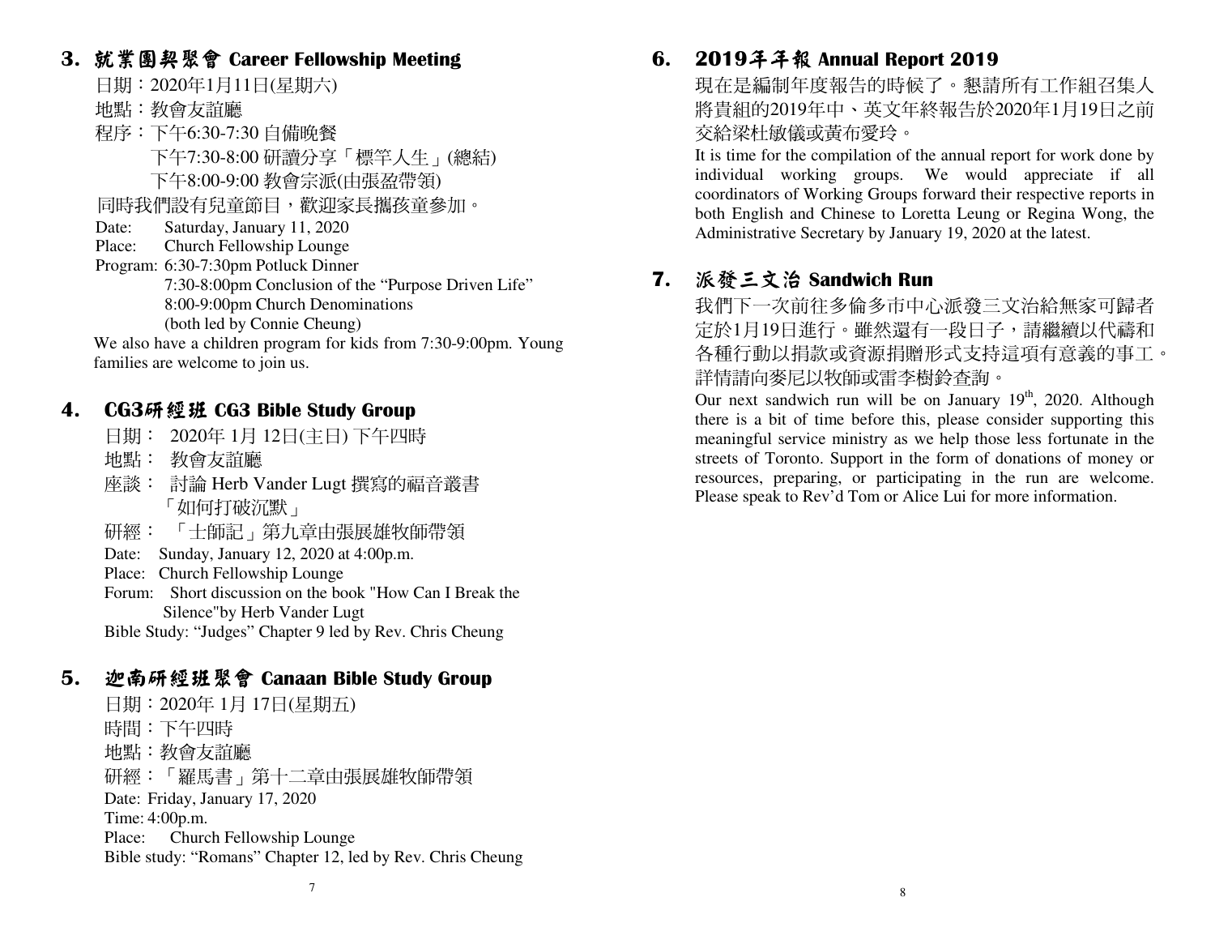## 3. 就業團契聚會 Career Fellowship Meeting

日期：2020年1月11日(星期六)

地點：教會友誼廳

程序：下午6:30-7:30 自備晚餐
　　　下午7:30-8:00 研讀分享「標竿人生」(總結)
　　　下午8:00-9:00 教會宗派(由張盈帶領)

同時我們設有兒童節目，歡迎家長攜孩童參加。

Date: Saturday, January 11, 2020
Place: Church Fellowship Lounge
Program: 6:30-7:30pm Potluck Dinner
　7:30-8:00pm Conclusion of the "Purpose Driven Life"
　8:00-9:00pm Church Denominations
　(both led by Connie Cheung)

We also have a children program for kids from 7:30-9:00pm. Young families are welcome to join us.

## 4. CG3研經班 CG3 Bible Study Group

日期： 2020年 1月 12日(主日) 下午四時

地點： 教會友誼廳

座談： 討論 Herb Vander Lugt 撰寫的福音叢書「如何打破沉默」

研經： 「士師記」第九章由張展雄牧師帶領

Date: Sunday, January 12, 2020 at 4:00p.m.
Place: Church Fellowship Lounge
Forum: Short discussion on the book "How Can I Break the Silence"by Herb Vander Lugt
Bible Study: "Judges" Chapter 9 led by Rev. Chris Cheung

## 5. 迦南研經班聚會 Canaan Bible Study Group

日期：2020年 1月 17日(星期五)

時間：下午四時

地點：教會友誼廳

研經：「羅馬書」第十二章由張展雄牧師帶領

Date: Friday, January 17, 2020
Time: 4:00p.m.
Place: Church Fellowship Lounge
Bible study: "Romans" Chapter 12, led by Rev. Chris Cheung

## 6. 2019年年報 Annual Report 2019

現在是編制年度報告的時候了。懇請所有工作組召集人將貴組的2019年中、英文年終報告於2020年1月19日之前交給梁杜敏儀或黃布愛玲。

It is time for the compilation of the annual report for work done by individual working groups. We would appreciate if all coordinators of Working Groups forward their respective reports in both English and Chinese to Loretta Leung or Regina Wong, the Administrative Secretary by January 19, 2020 at the latest.

## 7. 派發三文治 Sandwich Run

我們下一次前往多倫多市中心派發三文治給無家可歸者定於1月19日進行。雖然還有一段日子，請繼續以代禱和各種行動以捐款或資源捐贈形式支持這項有意義的事工。詳情請向麥尼以牧師或雷李樹鈴查詢。

Our next sandwich run will be on January 19th, 2020. Although there is a bit of time before this, please consider supporting this meaningful service ministry as we help those less fortunate in the streets of Toronto. Support in the form of donations of money or resources, preparing, or participating in the run are welcome. Please speak to Rev'd Tom or Alice Lui for more information.